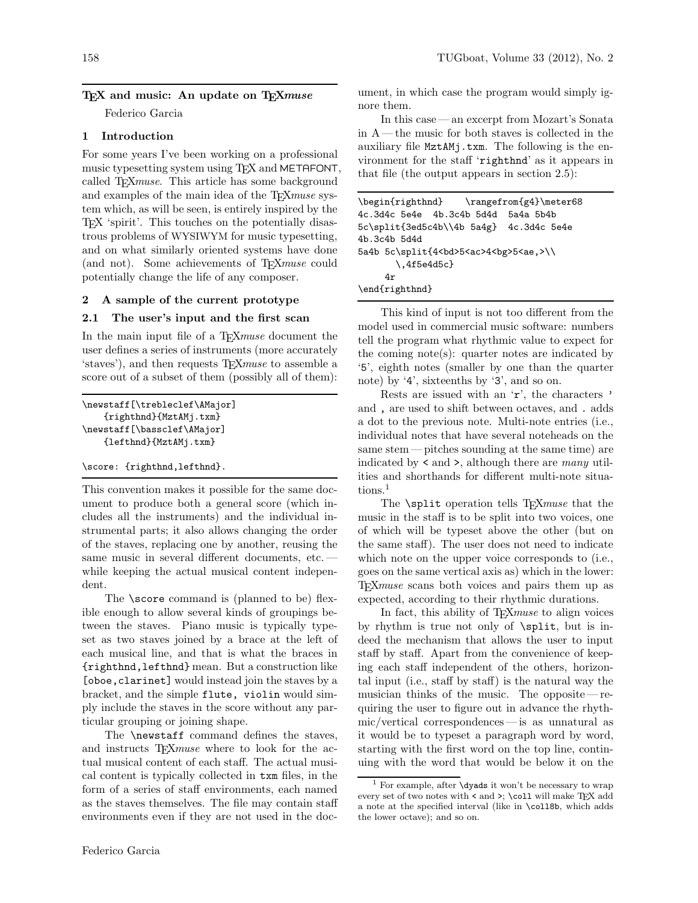# TeX and music: An update on TeX*muse*

Federico Garcia

## 1 Introduction

For some years I've been working on a professional music typesetting system using TeX and METAFONT, called TeX*muse*. This article has some background and examples of the main idea of the TeX*muse* system which, as will be seen, is entirely inspired by the TeX 'spirit'. This touches on the potentially disastrous problems of WYSIWYM for music typesetting, and on what similarly oriented systems have done (and not). Some achievements of TeX*muse* could potentially change the life of any composer.

## 2 A sample of the current prototype

### 2.1 The user's input and the first scan

In the main input file of a TeX*muse* document the user defines a series of instruments (more accurately 'staves'), and then requests TeX*muse* to assemble a score out of a subset of them (possibly all of them):

```
\newstaff[\trebleclef\AMajor]
    {righthnd}{MztAMj.txm}
\newstaff[\bassclef\AMajor]
    {lefthnd}{MztAMj.txm}

\score: {righthnd,lefthnd}.
```

This convention makes it possible for the same document to produce both a general score (which includes all the instruments) and the individual instrumental parts; it also allows changing the order of the staves, replacing one by another, reusing the same music in several different documents, etc. — while keeping the actual musical content independent.

The `\score` command is (planned to be) flexible enough to allow several kinds of groupings between the staves. Piano music is typically typeset as two staves joined by a brace at the left of each musical line, and that is what the braces in `{righthnd,lefthnd}` mean. But a construction like `[oboe,clarinet]` would instead join the staves by a bracket, and the simple `flute, violin` would simply include the staves in the score without any particular grouping or joining shape.

The `\newstaff` command defines the staves, and instructs TeX*muse* where to look for the actual musical content of each staff. The actual musical content is typically collected in `txm` files, in the form of a series of staff environments, each named as the staves themselves. The file may contain staff environments even if they are not used in the document, in which case the program would simply ignore them.

In this case — an excerpt from Mozart's Sonata in A — the music for both staves is collected in the auxiliary file `MztAMj.txm`. The following is the environment for the staff '`righthnd`' as it appears in that file (the output appears in section 2.5):

```
\begin{righthnd}    \rangefrom{g4}\meter68
4c.3d4c 5e4e  4b.3c4b 5d4d  5a4a 5b4b
5c\split{3ed5c4b\\4b 5a4g}  4c.3d4c 5e4e
4b.3c4b 5d4d
5a4b 5c\split{4<bd>5<ac>4<bg>5<ae,>\\
      \,4f5e4d5c}
     4r
\end{righthnd}
```

This kind of input is not too different from the model used in commercial music software: numbers tell the program what rhythmic value to expect for the coming note(s): quarter notes are indicated by '`5`', eighth notes (smaller by one than the quarter note) by '`4`', sixteenths by '`3`', and so on.

Rests are issued with an '`r`', the characters `'` and `,` are used to shift between octaves, and `.` adds a dot to the previous note. Multi-note entries (i.e., individual notes that have several noteheads on the same stem — pitches sounding at the same time) are indicated by `<` and `>`, although there are *many* utilities and shorthands for different multi-note situations.[1]

The `\split` operation tells TeX*muse* that the music in the staff is to be split into two voices, one of which will be typeset above the other (but on the same staff). The user does not need to indicate which note on the upper voice corresponds to (i.e., goes on the same vertical axis as) which in the lower: TeX*muse* scans both voices and pairs them up as expected, according to their rhythmic durations.

In fact, this ability of TeX*muse* to align voices by rhythm is true not only of `\split`, but is indeed the mechanism that allows the user to input staff by staff. Apart from the convenience of keeping each staff independent of the others, horizontal input (i.e., staff by staff) is the natural way the musician thinks of the music. The opposite — requiring the user to figure out in advance the rhythmic/vertical correspondences — is as unnatural as it would be to typeset a paragraph word by word, starting with the first word on the top line, continuing with the word that would be below it on the

[1] For example, after `\dyads` it won't be necessary to wrap every set of two notes with `<` and `>`; `\coll` will make TeX add a note at the specified interval (like in `\coll8b`, which adds the lower octave); and so on.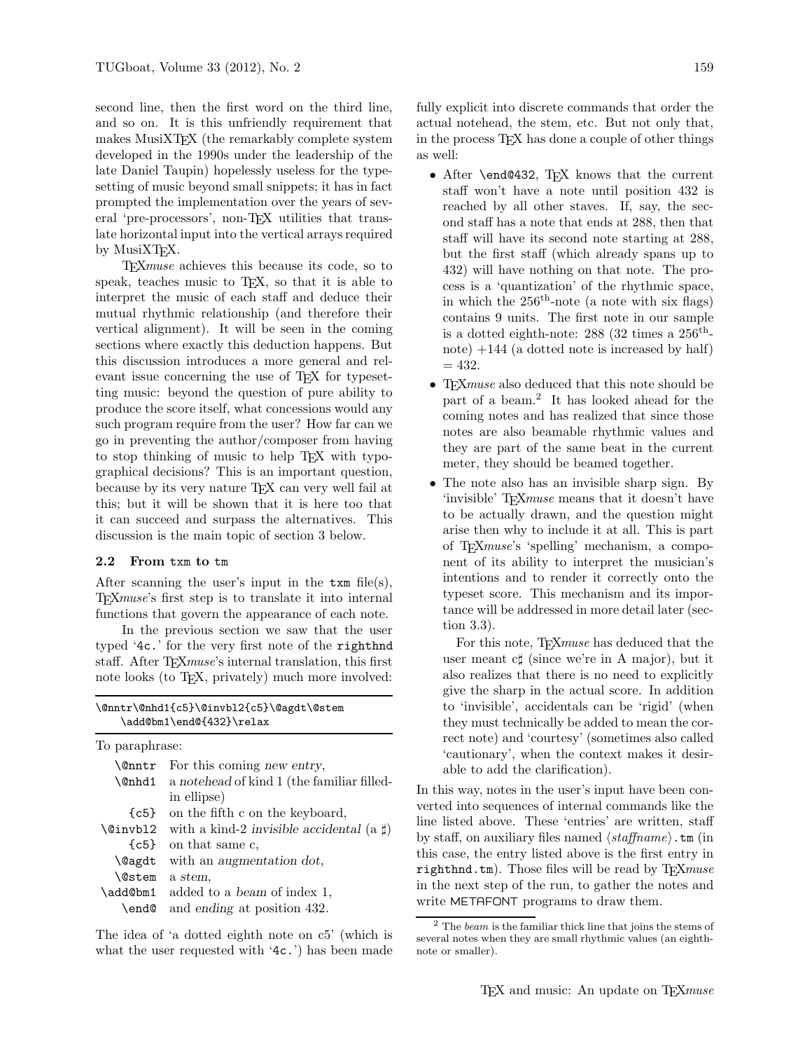second line, then the first word on the third line, and so on. It is this unfriendly requirement that makes MusiXTEX (the remarkably complete system developed in the 1990s under the leadership of the late Daniel Taupin) hopelessly useless for the typesetting of music beyond small snippets; it has in fact prompted the implementation over the years of several 'pre-processors', non-TEX utilities that translate horizontal input into the vertical arrays required by MusiXTEX.

TEX*muse* achieves this because its code, so to speak, teaches music to TEX, so that it is able to interpret the music of each staff and deduce their mutual rhythmic relationship (and therefore their vertical alignment). It will be seen in the coming sections where exactly this deduction happens. But this discussion introduces a more general and relevant issue concerning the use of TEX for typesetting music: beyond the question of pure ability to produce the score itself, what concessions would any such program require from the user? How far can we go in preventing the author/composer from having to stop thinking of music to help TEX with typographical decisions? This is an important question, because by its very nature TEX can very well fail at this; but it will be shown that it is here too that it can succeed and surpass the alternatives. This discussion is the main topic of section 3 below.

### 2.2 From `txm` to `tm`

After scanning the user's input in the `txm` file(s), TEX*muse*'s first step is to translate it into internal functions that govern the appearance of each note.

In the previous section we saw that the user typed '`4c.`' for the very first note of the `righthnd` staff. After TEX*muse*'s internal translation, this first note looks (to TEX, privately) much more involved:

```
\@nntr\@nhd1{c5}\@invbl2{c5}\@agdt\@stem
    \add@bm1\end@{432}\relax
```

To paraphrase:

| | |
|---|---|
| `\@nntr` | For this coming *new entry*, |
| `\@nhd1` | a *notehead* of kind 1 (the familiar filled-in ellipse) |
| `{c5}` | on the fifth c on the keyboard, |
| `\@invbl2` | with a kind-2 *invisible accidental* (a ♯) |
| `{c5}` | on that same c, |
| `\@agdt` | with an *augmentation dot*, |
| `\@stem` | a *stem*, |
| `\add@bm1` | added to a *beam* of index 1, |
| `\end@` | and *ending* at position 432. |

The idea of 'a dotted eighth note on c5' (which is what the user requested with '`4c.`') has been made fully explicit into discrete commands that order the actual notehead, the stem, etc. But not only that, in the process TEX has done a couple of other things as well:

- After `\end@432`, TEX knows that the current staff won't have a note until position 432 is reached by all other staves. If, say, the second staff has a note that ends at 288, then that staff will have its second note starting at 288, but the first staff (which already spans up to 432) will have nothing on that note. The process is a 'quantization' of the rhythmic space, in which the 256th-note (a note with six flags) contains 9 units. The first note in our sample is a dotted eighth-note: 288 (32 times a 256th-note) +144 (a dotted note is increased by half) = 432.
- TEX*muse* also deduced that this note should be part of a beam.[2] It has looked ahead for the coming notes and has realized that since those notes are also beamable rhythmic values and they are part of the same beat in the current meter, they should be beamed together.
- The note also has an invisible sharp sign. By 'invisible' TEX*muse* means that it doesn't have to be actually drawn, and the question might arise then why to include it at all. This is part of TEX*muse*'s 'spelling' mechanism, a component of its ability to interpret the musician's intentions and to render it correctly onto the typeset score. This mechanism and its importance will be addressed in more detail later (section 3.3).

  For this note, TEX*muse* has deduced that the user meant c♯ (since we're in A major), but it also realizes that there is no need to explicitly give the sharp in the actual score. In addition to 'invisible', accidentals can be 'rigid' (when they must technically be added to mean the correct note) and 'courtesy' (sometimes also called 'cautionary', when the context makes it desirable to add the clarification).

In this way, notes in the user's input have been converted into sequences of internal commands like the line listed above. These 'entries' are written, staff by staff, on auxiliary files named ⟨*staffname*⟩`.tm` (in this case, the entry listed above is the first entry in `righthnd.tm`). Those files will be read by TEX*muse* in the next step of the run, to gather the notes and write METAFONT programs to draw them.

[2] The *beam* is the familiar thick line that joins the stems of several notes when they are small rhythmic values (an eighth-note or smaller).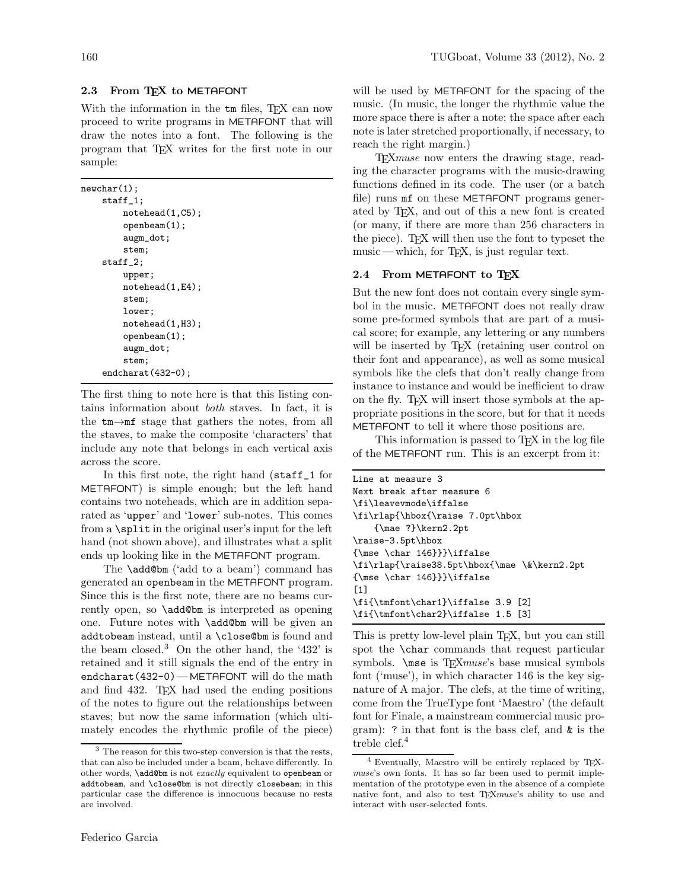### 2.3 From TEX to METAFONT

With the information in the tm files, TEX can now proceed to write programs in METAFONT that will draw the notes into a font. The following is the program that TEX writes for the first note in our sample:

```
newchar(1);
    staff_1;
        notehead(1,C5);
        openbeam(1);
        augm_dot;
        stem;
    staff_2;
        upper;
        notehead(1,E4);
        stem;
        lower;
        notehead(1,H3);
        openbeam(1);
        augm_dot;
        stem;
    endcharat(432-0);
```

The first thing to note here is that this listing contains information about *both* staves. In fact, it is the tm→mf stage that gathers the notes, from all the staves, to make the composite 'characters' that include any note that belongs in each vertical axis across the score.

In this first note, the right hand (staff_1 for METAFONT) is simple enough; but the left hand contains two noteheads, which are in addition separated as 'upper' and 'lower' sub-notes. This comes from a \split in the original user's input for the left hand (not shown above), and illustrates what a split ends up looking like in the METAFONT program.

The \add@bm ('add to a beam') command has generated an openbeam in the METAFONT program. Since this is the first note, there are no beams currently open, so \add@bm is interpreted as opening one. Future notes with \add@bm will be given an addtobeam instead, until a \close@bm is found and the beam closed.[3] On the other hand, the '432' is retained and it still signals the end of the entry in endcharat(432-0) — METAFONT will do the math and find 432. TEX had used the ending positions of the notes to figure out the relationships between staves; but now the same information (which ultimately encodes the rhythmic profile of the piece) will be used by METAFONT for the spacing of the music. (In music, the longer the rhythmic value the more space there is after a note; the space after each note is later stretched proportionally, if necessary, to reach the right margin.)

TEX*muse* now enters the drawing stage, reading the character programs with the music-drawing functions defined in its code. The user (or a batch file) runs mf on these METAFONT programs generated by TEX, and out of this a new font is created (or many, if there are more than 256 characters in the piece). TEX will then use the font to typeset the music — which, for TEX, is just regular text.

### 2.4 From METAFONT to TEX

But the new font does not contain every single symbol in the music. METAFONT does not really draw some pre-formed symbols that are part of a musical score; for example, any lettering or any numbers will be inserted by TEX (retaining user control on their font and appearance), as well as some musical symbols like the clefs that don't really change from instance to instance and would be inefficient to draw on the fly. TEX will insert those symbols at the appropriate positions in the score, but for that it needs METAFONT to tell it where those positions are.

This information is passed to TEX in the log file of the METAFONT run. This is an excerpt from it:

```
Line at measure 3
Next break after measure 6
\fi\leavevmode\iffalse
\fi\rlap{\hbox{\raise 7.0pt\hbox
    {\mae ?}\kern2.2pt
\raise-3.5pt\hbox
{\mse \char 146}}}\iffalse
\fi\rlap{\raise38.5pt\hbox{\mae \&\kern2.2pt
{\mse \char 146}}}\iffalse
[1]
\fi{\tmfont\char1}\iffalse 3.9 [2]
\fi{\tmfont\char2}\iffalse 1.5 [3]
```

This is pretty low-level plain TEX, but you can still spot the \char commands that request particular symbols. \mse is TEX*muse*'s base musical symbols font ('muse'), in which character 146 is the key signature of A major. The clefs, at the time of writing, come from the TrueType font 'Maestro' (the default font for Finale, a mainstream commercial music program): ? in that font is the bass clef, and & is the treble clef.[4]

---

[3] The reason for this two-step conversion is that the rests, that can also be included under a beam, behave differently. In other words, \add@bm is not *exactly* equivalent to openbeam or addtobeam, and \close@bm is not directly closebeam; in this particular case the difference is innocuous because no rests are involved.

[4] Eventually, Maestro will be entirely replaced by TEX*muse*'s own fonts. It has so far been used to permit implementation of the prototype even in the absence of a complete native font, and also to test TEX*muse*'s ability to use and interact with user-selected fonts.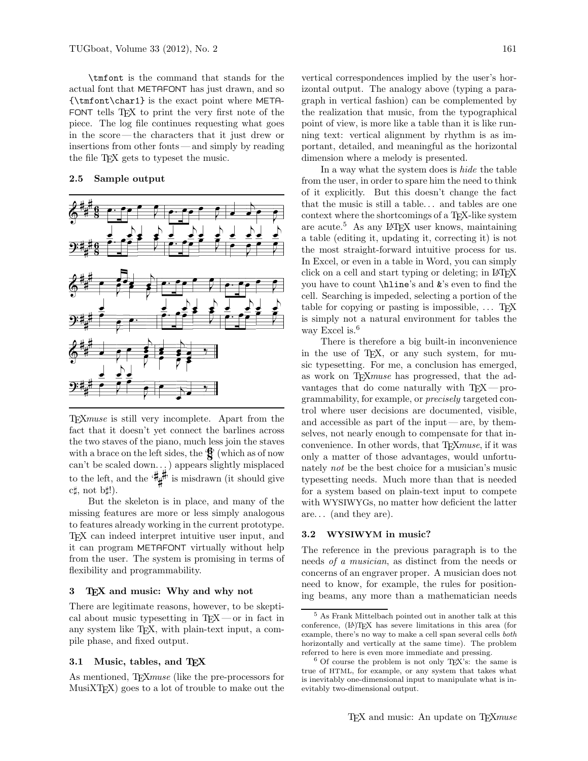\tmfont is the command that stands for the actual font that METAFONT has just drawn, and so {\tmfont\char1} is the exact point where METAFONT tells TeX to print the very first note of the piece. The log file continues requesting what goes in the score — the characters that it just drew or insertions from other fonts — and simply by reading the file TeX gets to typeset the music.

### 2.5 Sample output

TeX*muse* is still very incomplete. Apart from the fact that it doesn't yet connect the barlines across the two staves of the piano, much less join the staves with a brace on the left sides, the '6/8' (which as of now can't be scaled down...) appears slightly misplaced to the left, and the '♯♯♯' is misdrawn (it should give c♯, not b♯!).

But the skeleton is in place, and many of the missing features are more or less simply analogous to features already working in the current prototype. TeX can indeed interpret intuitive user input, and it can program METAFONT virtually without help from the user. The system is promising in terms of flexibility and programmability.

## 3 TeX and music: Why and why not

There are legitimate reasons, however, to be skeptical about music typesetting in TeX — or in fact in any system like TeX, with plain-text input, a compile phase, and fixed output.

### 3.1 Music, tables, and TeX

As mentioned, TeX*muse* (like the pre-processors for MusiXTeX) goes to a lot of trouble to make out the vertical correspondences implied by the user's horizontal output. The analogy above (typing a paragraph in vertical fashion) can be complemented by the realization that music, from the typographical point of view, is more like a table than it is like running text: vertical alignment by rhythm is as important, detailed, and meaningful as the horizontal dimension where a melody is presented.

In a way what the system does is *hide* the table from the user, in order to spare him the need to think of it explicitly. But this doesn't change the fact that the music is still a table... and tables are one context where the shortcomings of a TeX-like system are acute.[5] As any LaTeX user knows, maintaining a table (editing it, updating it, correcting it) is not the most straight-forward intuitive process for us. In Excel, or even in a table in Word, you can simply click on a cell and start typing or deleting; in LaTeX you have to count \hline's and &'s even to find the cell. Searching is impeded, selecting a portion of the table for copying or pasting is impossible, ... TeX is simply not a natural environment for tables the way Excel is.[6]

There is therefore a big built-in inconvenience in the use of TeX, or any such system, for music typesetting. For me, a conclusion has emerged, as work on TeX*muse* has progressed, that the advantages that do come naturally with TeX — programmability, for example, or *precisely* targeted control where user decisions are documented, visible, and accessible as part of the input — are, by themselves, not nearly enough to compensate for that inconvenience. In other words, that TeX*muse*, if it was only a matter of those advantages, would unfortunately *not* be the best choice for a musician's music typesetting needs. Much more than that is needed for a system based on plain-text input to compete with WYSIWYGs, no matter how deficient the latter are... (and they are).

### 3.2 WYSIWYM in music?

The reference in the previous paragraph is to the needs *of a musician*, as distinct from the needs or concerns of an engraver proper. A musician does not need to know, for example, the rules for positioning beams, any more than a mathematician needs

---

[5] As Frank Mittelbach pointed out in another talk at this conference, (LA)TeX has severe limitations in this area (for example, there's no way to make a cell span several cells *both* horizontally and vertically at the same time). The problem referred to here is even more immediate and pressing.

[6] Of course the problem is not only TeX's: the same is true of HTML, for example, or any system that takes what is inevitably one-dimensional input to manipulate what is inevitably two-dimensional output.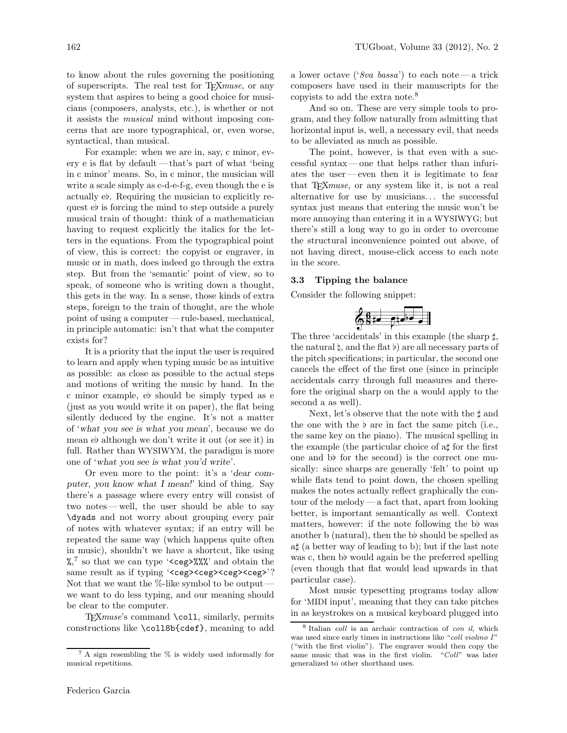to know about the rules governing the positioning of superscripts. The real test for TEX*muse*, or any system that aspires to being a good choice for musicians (composers, analysts, etc.), is whether or not it assists the *musical* mind without imposing concerns that are more typographical, or, even worse, syntactical, than musical.

For example: when we are in, say, c minor, every e is flat by default — that's part of what 'being in c minor' means. So, in c minor, the musician will write a scale simply as c-d-e-f-g, even though the e is actually e♭. Requiring the musician to explicitly request e♭ is forcing the mind to step outside a purely musical train of thought: think of a mathematician having to request explicitly the italics for the letters in the equations. From the typographical point of view, this is correct: the copyist or engraver, in music or in math, does indeed go through the extra step. But from the 'semantic' point of view, so to speak, of someone who is writing down a thought, this gets in the way. In a sense, those kinds of extra steps, foreign to the train of thought, are the whole point of using a computer — rule-based, mechanical, in principle automatic: isn't that what the computer exists for?

It is a priority that the input the user is required to learn and apply when typing music be as intuitive as possible: as close as possible to the actual steps and motions of writing the music by hand. In the c minor example, e♭ should be simply typed as e (just as you would write it on paper), the flat being silently deduced by the engine. It's not a matter of '*what you see is what you mean*', because we do mean e♭ although we don't write it out (or see it) in full. Rather than WYSIWYM, the paradigm is more one of '*what you see is what you'd write*'.

Or even more to the point: it's a '*dear computer, you know what I mean!*' kind of thing. Say there's a passage where every entry will consist of two notes — well, the user should be able to say `\dyads` and not worry about grouping every pair of notes with whatever syntax; if an entry will be repeated the same way (which happens quite often in music), shouldn't we have a shortcut, like using `%`,[7] so that we can type '`<ceg>%%%`' and obtain the same result as if typing '`<ceg><ceg><ceg><ceg>`'? Not that we want the %-like symbol to be output — we want to do less typing, and our meaning should be clear to the computer.

TEX*muse*'s command `\coll`, similarly, permits constructions like `\coll8b{cdef}`, meaning to add a lower octave ('*8va bassa*') to each note — a trick composers have used in their manuscripts for the copyists to add the extra note.[8]

And so on. These are very simple tools to program, and they follow naturally from admitting that horizontal input is, well, a necessary evil, that needs to be alleviated as much as possible.

The point, however, is that even with a successful syntax — one that helps rather than infuriates the user — even then it is legitimate to fear that TEX*muse*, or any system like it, is not a real alternative for use by musicians... the successful syntax just means that entering the music won't be more annoying than entering it in a WYSIWYG; but there's still a long way to go in order to overcome the structural inconvenience pointed out above, of not having direct, mouse-click access to each note in the score.

### 3.3 Tipping the balance

Consider the following snippet:

The three 'accidentals' in this example (the sharp ♯, the natural ♮, and the flat ♭) are all necessary parts of the pitch specifications; in particular, the second one cancels the effect of the first one (since in principle accidentals carry through full measures and therefore the original sharp on the a would apply to the second a as well).

Next, let's observe that the note with the ♯ and the one with the ♭ are in fact the same pitch (i.e., the same key on the piano). The musical spelling in the example (the particular choice of a♯ for the first one and b♭ for the second) is the correct one musically: since sharps are generally 'felt' to point up while flats tend to point down, the chosen spelling makes the notes actually reflect graphically the contour of the melody — a fact that, apart from looking better, is important semantically as well. Context matters, however: if the note following the b♭ was another b (natural), then the b♭ should be spelled as a♯ (a better way of leading to b); but if the last note was c, then b♭ would again be the preferred spelling (even though that flat would lead upwards in that particular case).

Most music typesetting programs today allow for 'MIDI input', meaning that they can take pitches in as keystrokes on a musical keyboard plugged into

---

[7] A sign resembling the % is widely used informally for musical repetitions.

[8] Italian *coll* is an archaic contraction of *con il*, which was used since early times in instructions like "*coll violino I*" ("with the first violin"). The engraver would then copy the same music that was in the first violin. "*Coll*" was later generalized to other shorthand uses.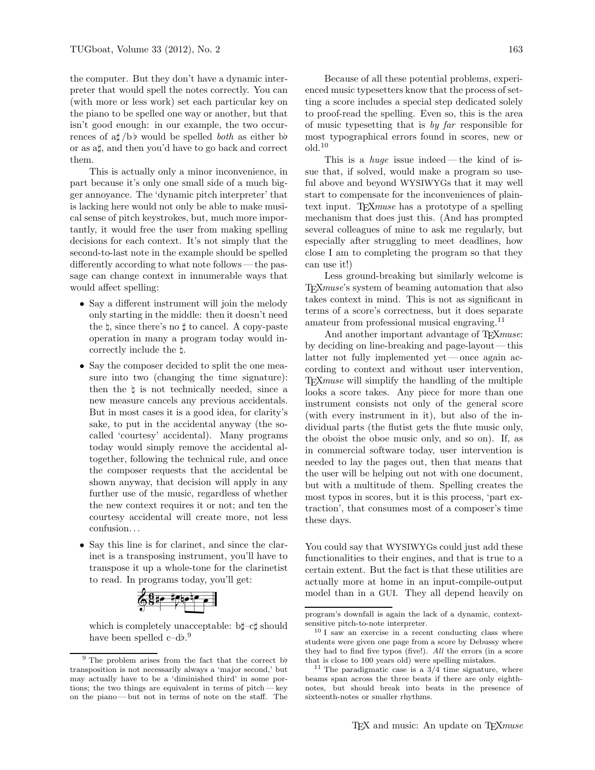the computer. But they don't have a dynamic interpreter that would spell the notes correctly. You can (with more or less work) set each particular key on the piano to be spelled one way or another, but that isn't good enough: in our example, the two occurrences of a♯/b♭ would be spelled *both* as either b♭ or as a♯, and then you'd have to go back and correct them.

This is actually only a minor inconvenience, in part because it's only one small side of a much bigger annoyance. The 'dynamic pitch interpreter' that is lacking here would not only be able to make musical sense of pitch keystrokes, but, much more importantly, it would free the user from making spelling decisions for each context. It's not simply that the second-to-last note in the example should be spelled differently according to what note follows — the passage can change context in innumerable ways that would affect spelling:

- Say a different instrument will join the melody only starting in the middle: then it doesn't need the ♮, since there's no ♯ to cancel. A copy-paste operation in many a program today would incorrectly include the ♮.
- Say the composer decided to split the one measure into two (changing the time signature): then the ♮ is not technically needed, since a new measure cancels any previous accidentals. But in most cases it is a good idea, for clarity's sake, to put in the accidental anyway (the so-called 'courtesy' accidental). Many programs today would simply remove the accidental altogether, following the technical rule, and once the composer requests that the accidental be shown anyway, that decision will apply in any further use of the music, regardless of whether the new context requires it or not; and ten the courtesy accidental will create more, not less confusion. . .
- Say this line is for clarinet, and since the clarinet is a transposing instrument, you'll have to transpose it up a whole-tone for the clarinetist to read. In programs today, you'll get:

  which is completely unacceptable: b♯–c♯ should have been spelled c–d♭.[9]

Because of all these potential problems, experienced music typesetters know that the process of setting a score includes a special step dedicated solely to proof-read the spelling. Even so, this is the area of music typesetting that is *by far* responsible for most typographical errors found in scores, new or old.[10]

This is a *huge* issue indeed — the kind of issue that, if solved, would make a program so useful above and beyond WYSIWYGs that it may well start to compensate for the inconveniences of plain-text input. TEX*muse* has a prototype of a spelling mechanism that does just this. (And has prompted several colleagues of mine to ask me regularly, but especially after struggling to meet deadlines, how close I am to completing the program so that they can use it!)

Less ground-breaking but similarly welcome is TEX*muse*'s system of beaming automation that also takes context in mind. This is not as significant in terms of a score's correctness, but it does separate amateur from professional musical engraving.[11]

And another important advantage of TEX*muse*: by deciding on line-breaking and page-layout — this latter not fully implemented yet — once again according to context and without user intervention, TEX*muse* will simplify the handling of the multiple looks a score takes. Any piece for more than one instrument consists not only of the general score (with every instrument in it), but also of the individual parts (the flutist gets the flute music only, the oboist the oboe music only, and so on). If, as in commercial software today, user intervention is needed to lay the pages out, then that means that the user will be helping out not with one document, but with a multitude of them. Spelling creates the most typos in scores, but it is this process, 'part extraction', that consumes most of a composer's time these days.

You could say that WYSIWYGs could just add these functionalities to their engines, and that is true to a certain extent. But the fact is that these utilities are actually more at home in an input-compile-output model than in a GUI. They all depend heavily on

---

[9] The problem arises from the fact that the correct b♭ transposition is not necessarily always a 'major second,' but may actually have to be a 'diminished third' in some portions; the two things are equivalent in terms of pitch — key on the piano — but not in terms of note on the staff. The program's downfall is again the lack of a dynamic, context-sensitive pitch-to-note interpreter.

[10] I saw an exercise in a recent conducting class where students were given one page from a score by Debussy where they had to find five typos (five!). *All* the errors (in a score that is close to 100 years old) were spelling mistakes.

[11] The paradigmatic case is a 3/4 time signature, where beams span across the three beats if there are only eighth-notes, but should break into beats in the presence of sixteenth-notes or smaller rhythms.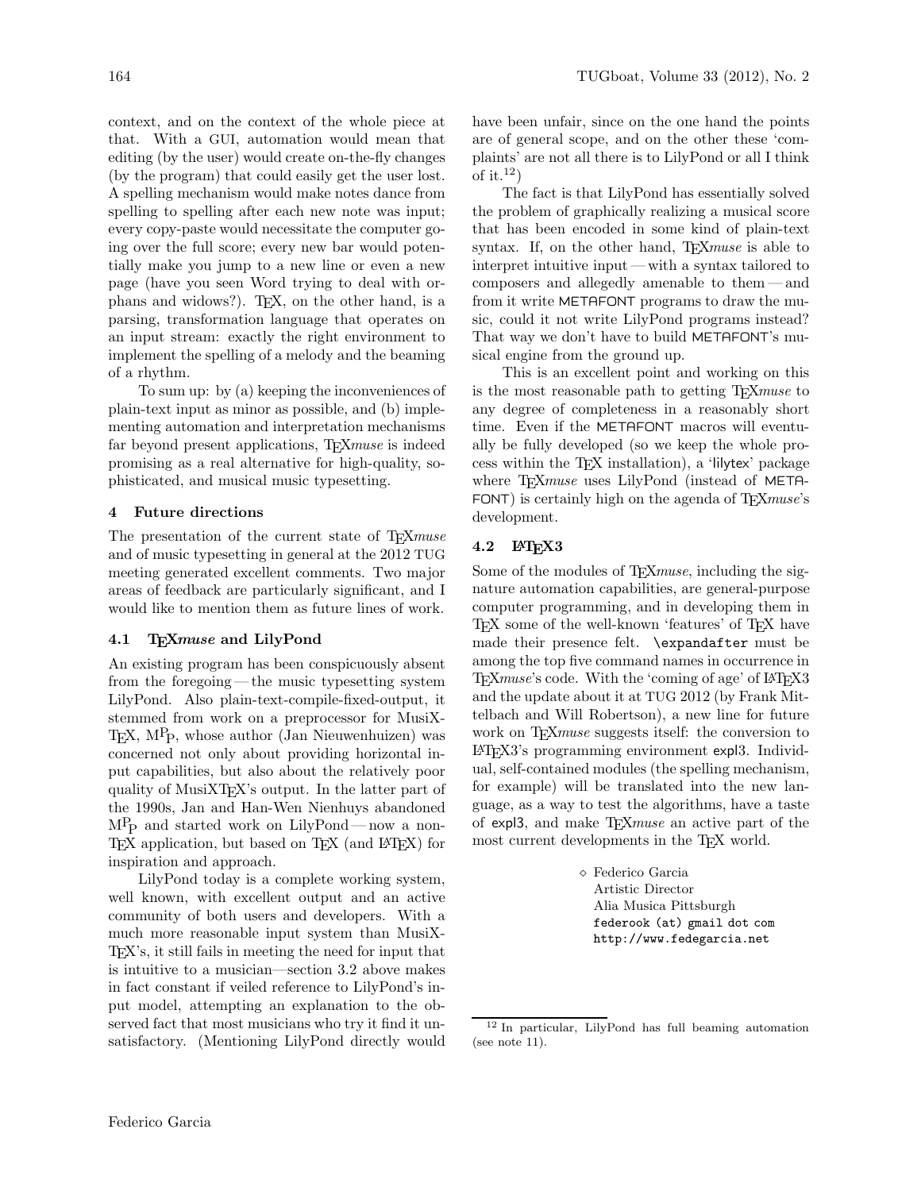context, and on the context of the whole piece at that. With a GUI, automation would mean that editing (by the user) would create on-the-fly changes (by the program) that could easily get the user lost. A spelling mechanism would make notes dance from spelling to spelling after each new note was input; every copy-paste would necessitate the computer going over the full score; every new bar would potentially make you jump to a new line or even a new page (have you seen Word trying to deal with orphans and widows?). TeX, on the other hand, is a parsing, transformation language that operates on an input stream: exactly the right environment to implement the spelling of a melody and the beaming of a rhythm.

To sum up: by (a) keeping the inconveniences of plain-text input as minor as possible, and (b) implementing automation and interpretation mechanisms far beyond present applications, TeX*muse* is indeed promising as a real alternative for high-quality, sophisticated, and musical music typesetting.

## 4 Future directions

The presentation of the current state of TeX*muse* and of music typesetting in general at the 2012 TUG meeting generated excellent comments. Two major areas of feedback are particularly significant, and I would like to mention them as future lines of work.

### 4.1 TeX*muse* and LilyPond

An existing program has been conspicuously absent from the foregoing — the music typesetting system LilyPond. Also plain-text-compile-fixed-output, it stemmed from work on a preprocessor for MusiXTeX, MPP, whose author (Jan Nieuwenhuizen) was concerned not only about providing horizontal input capabilities, but also about the relatively poor quality of MusiXTeX's output. In the latter part of the 1990s, Jan and Han-Wen Nienhuys abandoned MPP and started work on LilyPond — now a non-TeX application, but based on TeX (and LaTeX) for inspiration and approach.

LilyPond today is a complete working system, well known, with excellent output and an active community of both users and developers. With a much more reasonable input system than MusiXTeX's, it still fails in meeting the need for input that is intuitive to a musician—section 3.2 above makes in fact constant if veiled reference to LilyPond's input model, attempting an explanation to the observed fact that most musicians who try it find it unsatisfactory. (Mentioning LilyPond directly would have been unfair, since on the one hand the points are of general scope, and on the other these 'complaints' are not all there is to LilyPond or all I think of it.[12])

The fact is that LilyPond has essentially solved the problem of graphically realizing a musical score that has been encoded in some kind of plain-text syntax. If, on the other hand, TeX*muse* is able to interpret intuitive input — with a syntax tailored to composers and allegedly amenable to them — and from it write METAFONT programs to draw the music, could it not write LilyPond programs instead? That way we don't have to build METAFONT's musical engine from the ground up.

This is an excellent point and working on this is the most reasonable path to getting TeX*muse* to any degree of completeness in a reasonably short time. Even if the METAFONT macros will eventually be fully developed (so we keep the whole process within the TeX installation), a 'lilytex' package where TeX*muse* uses LilyPond (instead of METAFONT) is certainly high on the agenda of TeX*muse*'s development.

### 4.2 LaTeX3

Some of the modules of TeX*muse*, including the signature automation capabilities, are general-purpose computer programming, and in developing them in TeX some of the well-known 'features' of TeX have made their presence felt. `\expandafter` must be among the top five command names in occurrence in TeX*muse*'s code. With the 'coming of age' of LaTeX3 and the update about it at TUG 2012 (by Frank Mittelbach and Will Robertson), a new line for future work on TeX*muse* suggests itself: the conversion to LaTeX3's programming environment expl3. Individual, self-contained modules (the spelling mechanism, for example) will be translated into the new language, as a way to test the algorithms, have a taste of expl3, and make TeX*muse* an active part of the most current developments in the TeX world.

⋄ Federico Garcia
Artistic Director
Alia Musica Pittsburgh
federook (at) gmail dot com
http://www.fedegarcia.net

[12] In particular, LilyPond has full beaming automation (see note 11).